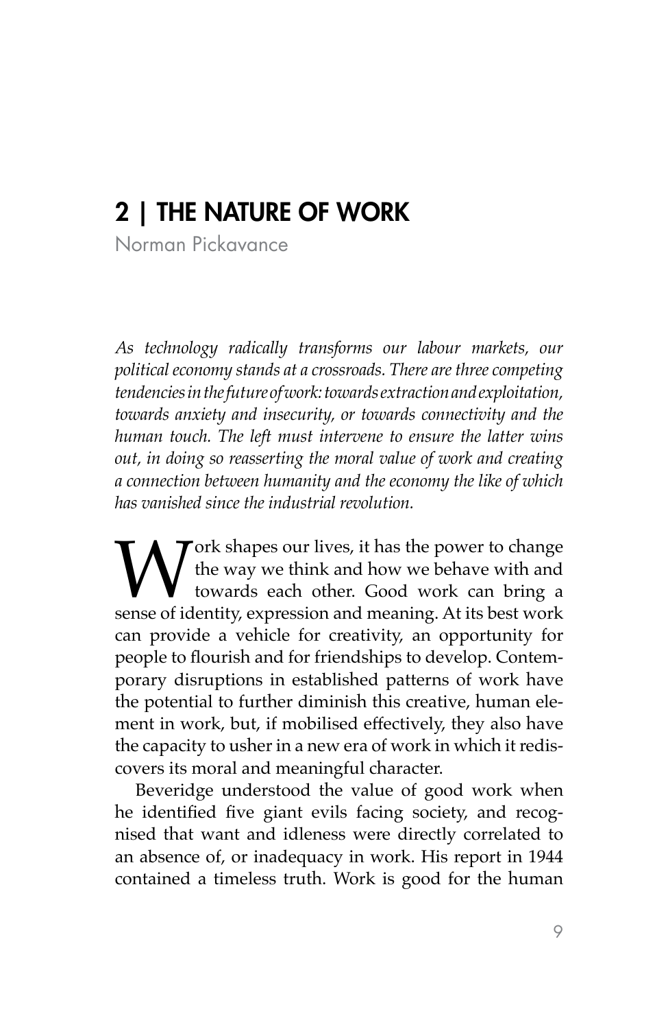# 2 | THE NATURE OF WORK

Norman Pickavance

*As technology radically transforms our labour markets, our political economy stands at a crossroads. There are three competing tendencies in the future of work: towards extraction and exploitation, towards anxiety and insecurity, or towards connectivity and the human touch. The left must intervene to ensure the latter wins out, in doing so reasserting the moral value of work and creating a connection between humanity and the economy the like of which has vanished since the industrial revolution.*

Work shapes our lives, it has the power to change the way we think and how we behave with and towards each other. Good work can bring a sense of identity, expression and meaning. At its best work can provide a vehicle for creativity, an opportunity for people to flourish and for friendships to develop. Contemporary disruptions in established patterns of work have the potential to further diminish this creative, human element in work, but, if mobilised effectively, they also have the capacity to usher in a new era of work in which it rediscovers its moral and meaningful character.

Beveridge understood the value of good work when he identified five giant evils facing society, and recognised that want and idleness were directly correlated to an absence of, or inadequacy in work. His report in 1944 contained a timeless truth. Work is good for the human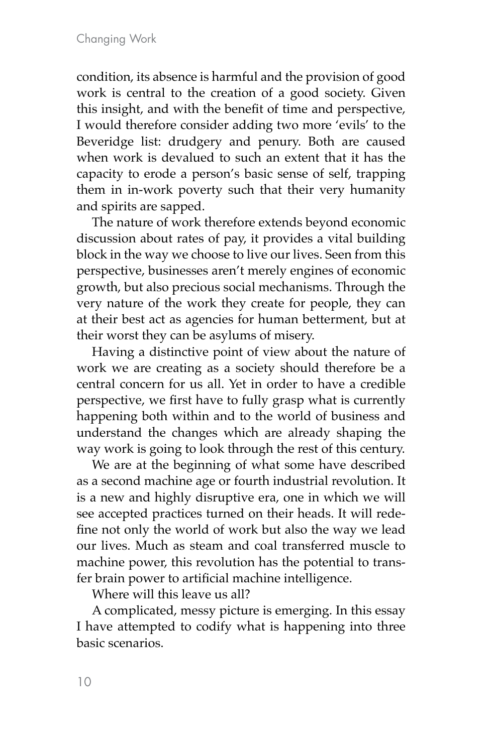condition, its absence is harmful and the provision of good work is central to the creation of a good society. Given this insight, and with the benefit of time and perspective, I would therefore consider adding two more 'evils' to the Beveridge list: drudgery and penury. Both are caused when work is devalued to such an extent that it has the capacity to erode a person's basic sense of self, trapping them in in-work poverty such that their very humanity and spirits are sapped.

The nature of work therefore extends beyond economic discussion about rates of pay, it provides a vital building block in the way we choose to live our lives. Seen from this perspective, businesses aren't merely engines of economic growth, but also precious social mechanisms. Through the very nature of the work they create for people, they can at their best act as agencies for human betterment, but at their worst they can be asylums of misery.

Having a distinctive point of view about the nature of work we are creating as a society should therefore be a central concern for us all. Yet in order to have a credible perspective, we first have to fully grasp what is currently happening both within and to the world of business and understand the changes which are already shaping the way work is going to look through the rest of this century.

We are at the beginning of what some have described as a second machine age or fourth industrial revolution. It is a new and highly disruptive era, one in which we will see accepted practices turned on their heads. It will redefine not only the world of work but also the way we lead our lives. Much as steam and coal transferred muscle to machine power, this revolution has the potential to transfer brain power to artificial machine intelligence.

Where will this leave us all?

A complicated, messy picture is emerging. In this essay I have attempted to codify what is happening into three basic scenarios.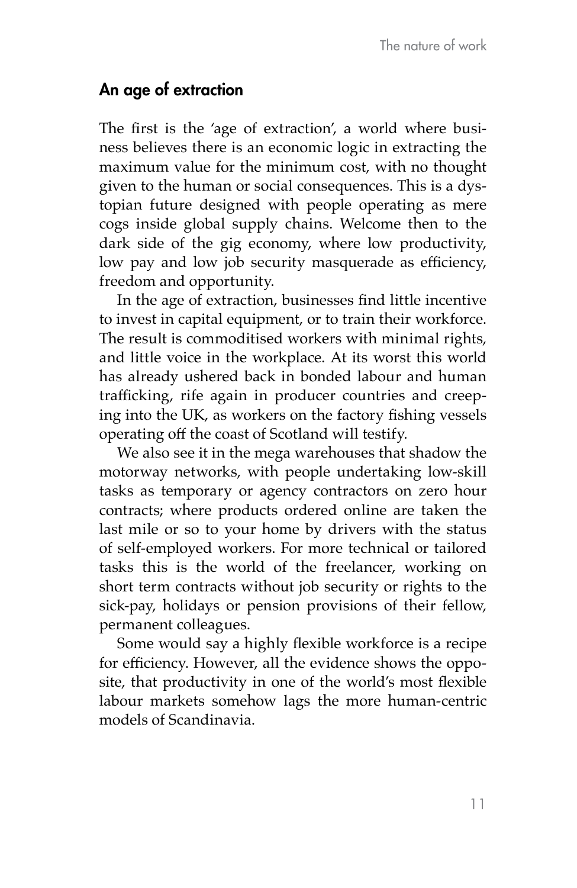## An age of extraction

The first is the 'age of extraction', a world where business believes there is an economic logic in extracting the maximum value for the minimum cost, with no thought given to the human or social consequences. This is a dystopian future designed with people operating as mere cogs inside global supply chains. Welcome then to the dark side of the gig economy, where low productivity, low pay and low job security masquerade as efficiency, freedom and opportunity.

In the age of extraction, businesses find little incentive to invest in capital equipment, or to train their workforce. The result is commoditised workers with minimal rights, and little voice in the workplace. At its worst this world has already ushered back in bonded labour and human trafficking, rife again in producer countries and creeping into the UK, as workers on the factory fishing vessels operating off the coast of Scotland will testify.

We also see it in the mega warehouses that shadow the motorway networks, with people undertaking low-skill tasks as temporary or agency contractors on zero hour contracts; where products ordered online are taken the last mile or so to your home by drivers with the status of self-employed workers. For more technical or tailored tasks this is the world of the freelancer, working on short term contracts without job security or rights to the sick-pay, holidays or pension provisions of their fellow, permanent colleagues.

Some would say a highly flexible workforce is a recipe for efficiency. However, all the evidence shows the opposite, that productivity in one of the world's most flexible labour markets somehow lags the more human-centric models of Scandinavia.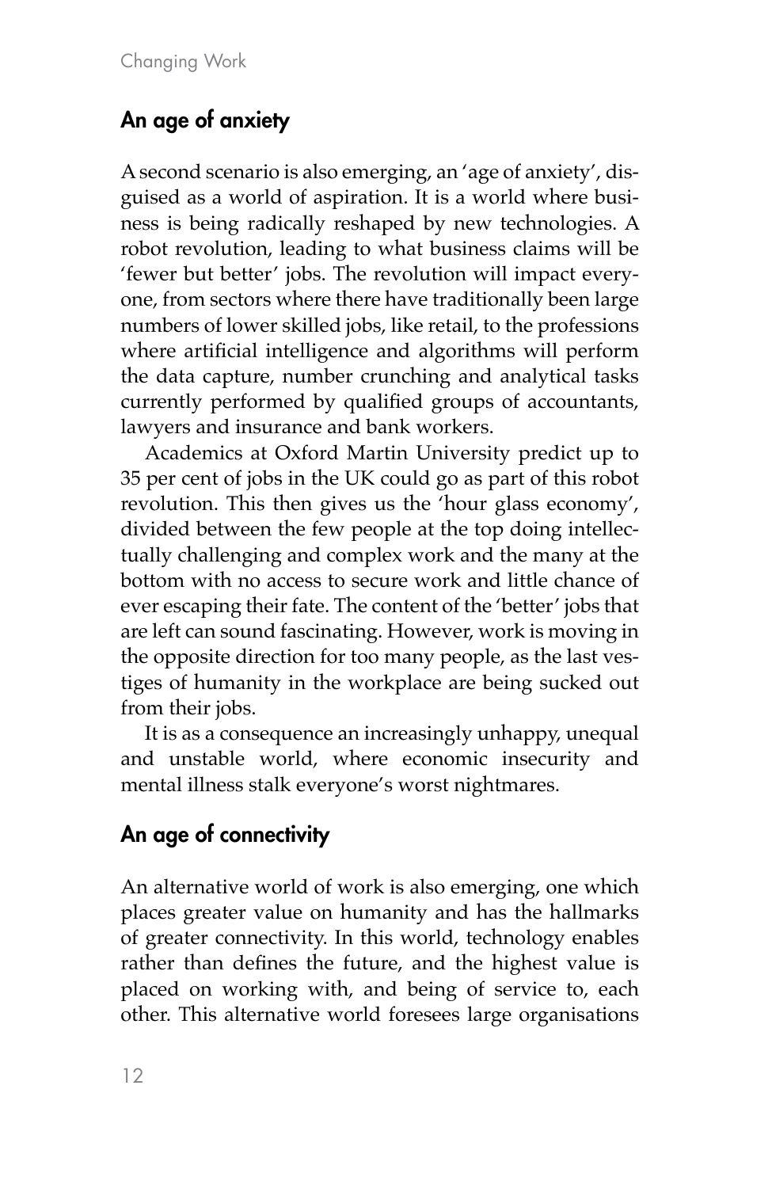## An age of anxiety

A second scenario is also emerging, an 'age of anxiety', disguised as a world of aspiration. It is a world where business is being radically reshaped by new technologies. A robot revolution, leading to what business claims will be 'fewer but better' jobs. The revolution will impact everyone, from sectors where there have traditionally been large numbers of lower skilled jobs, like retail, to the professions where artificial intelligence and algorithms will perform the data capture, number crunching and analytical tasks currently performed by qualified groups of accountants, lawyers and insurance and bank workers.

Academics at Oxford Martin University predict up to 35 per cent of jobs in the UK could go as part of this robot revolution. This then gives us the 'hour glass economy', divided between the few people at the top doing intellectually challenging and complex work and the many at the bottom with no access to secure work and little chance of ever escaping their fate. The content of the 'better' jobs that are left can sound fascinating. However, work is moving in the opposite direction for too many people, as the last vestiges of humanity in the workplace are being sucked out from their jobs.

It is as a consequence an increasingly unhappy, unequal and unstable world, where economic insecurity and mental illness stalk everyone's worst nightmares.

## An age of connectivity

An alternative world of work is also emerging, one which places greater value on humanity and has the hallmarks of greater connectivity. In this world, technology enables rather than defines the future, and the highest value is placed on working with, and being of service to, each other. This alternative world foresees large organisations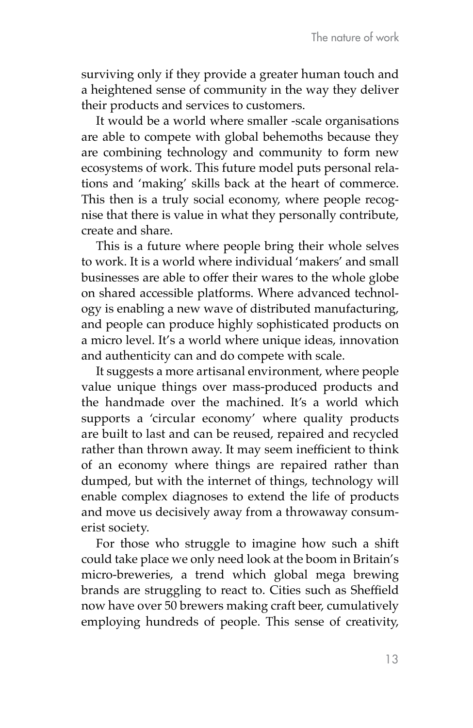surviving only if they provide a greater human touch and a heightened sense of community in the way they deliver their products and services to customers.

It would be a world where smaller -scale organisations are able to compete with global behemoths because they are combining technology and community to form new ecosystems of work. This future model puts personal relations and 'making' skills back at the heart of commerce. This then is a truly social economy, where people recognise that there is value in what they personally contribute, create and share.

This is a future where people bring their whole selves to work. It is a world where individual 'makers' and small businesses are able to offer their wares to the whole globe on shared accessible platforms. Where advanced technology is enabling a new wave of distributed manufacturing, and people can produce highly sophisticated products on a micro level. It's a world where unique ideas, innovation and authenticity can and do compete with scale.

It suggests a more artisanal environment, where people value unique things over mass-produced products and the handmade over the machined. It's a world which supports a 'circular economy' where quality products are built to last and can be reused, repaired and recycled rather than thrown away. It may seem inefficient to think of an economy where things are repaired rather than dumped, but with the internet of things, technology will enable complex diagnoses to extend the life of products and move us decisively away from a throwaway consumerist society.

For those who struggle to imagine how such a shift could take place we only need look at the boom in Britain's micro-breweries, a trend which global mega brewing brands are struggling to react to. Cities such as Sheffield now have over 50 brewers making craft beer, cumulatively employing hundreds of people. This sense of creativity,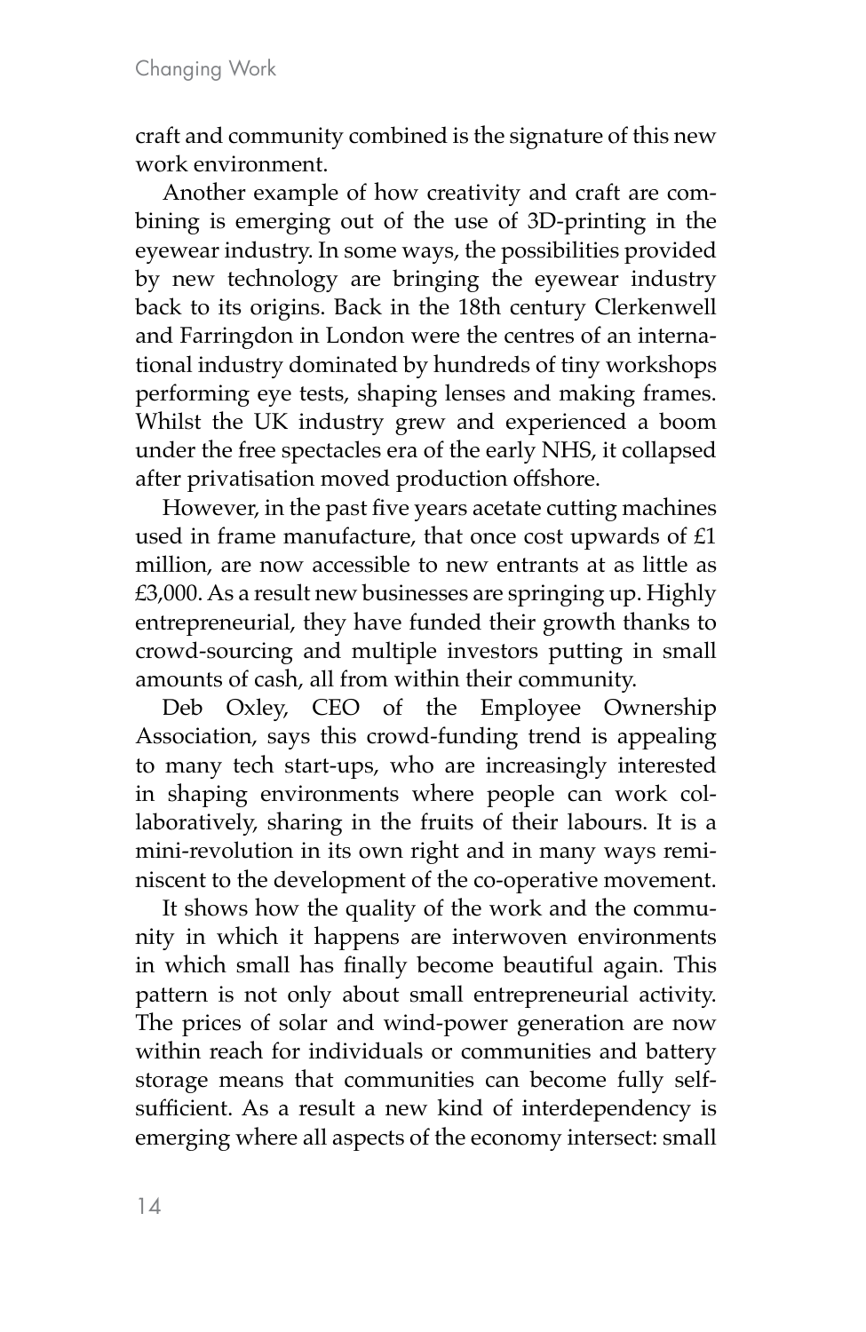craft and community combined is the signature of this new work environment.

Another example of how creativity and craft are combining is emerging out of the use of 3D-printing in the eyewear industry. In some ways, the possibilities provided by new technology are bringing the eyewear industry back to its origins. Back in the 18th century Clerkenwell and Farringdon in London were the centres of an international industry dominated by hundreds of tiny workshops performing eye tests, shaping lenses and making frames. Whilst the UK industry grew and experienced a boom under the free spectacles era of the early NHS, it collapsed after privatisation moved production offshore.

However, in the past five years acetate cutting machines used in frame manufacture, that once cost upwards of £1 million, are now accessible to new entrants at as little as £3,000. As a result new businesses are springing up. Highly entrepreneurial, they have funded their growth thanks to crowd-sourcing and multiple investors putting in small amounts of cash, all from within their community.

Deb Oxley, CEO of the Employee Ownership Association, says this crowd-funding trend is appealing to many tech start-ups, who are increasingly interested in shaping environments where people can work collaboratively, sharing in the fruits of their labours. It is a mini-revolution in its own right and in many ways reminiscent to the development of the co-operative movement.

It shows how the quality of the work and the community in which it happens are interwoven environments in which small has finally become beautiful again. This pattern is not only about small entrepreneurial activity. The prices of solar and wind-power generation are now within reach for individuals or communities and battery storage means that communities can become fully self-sufficient. As a result a new kind of interdependency is emerging where all aspects of the economy intersect: small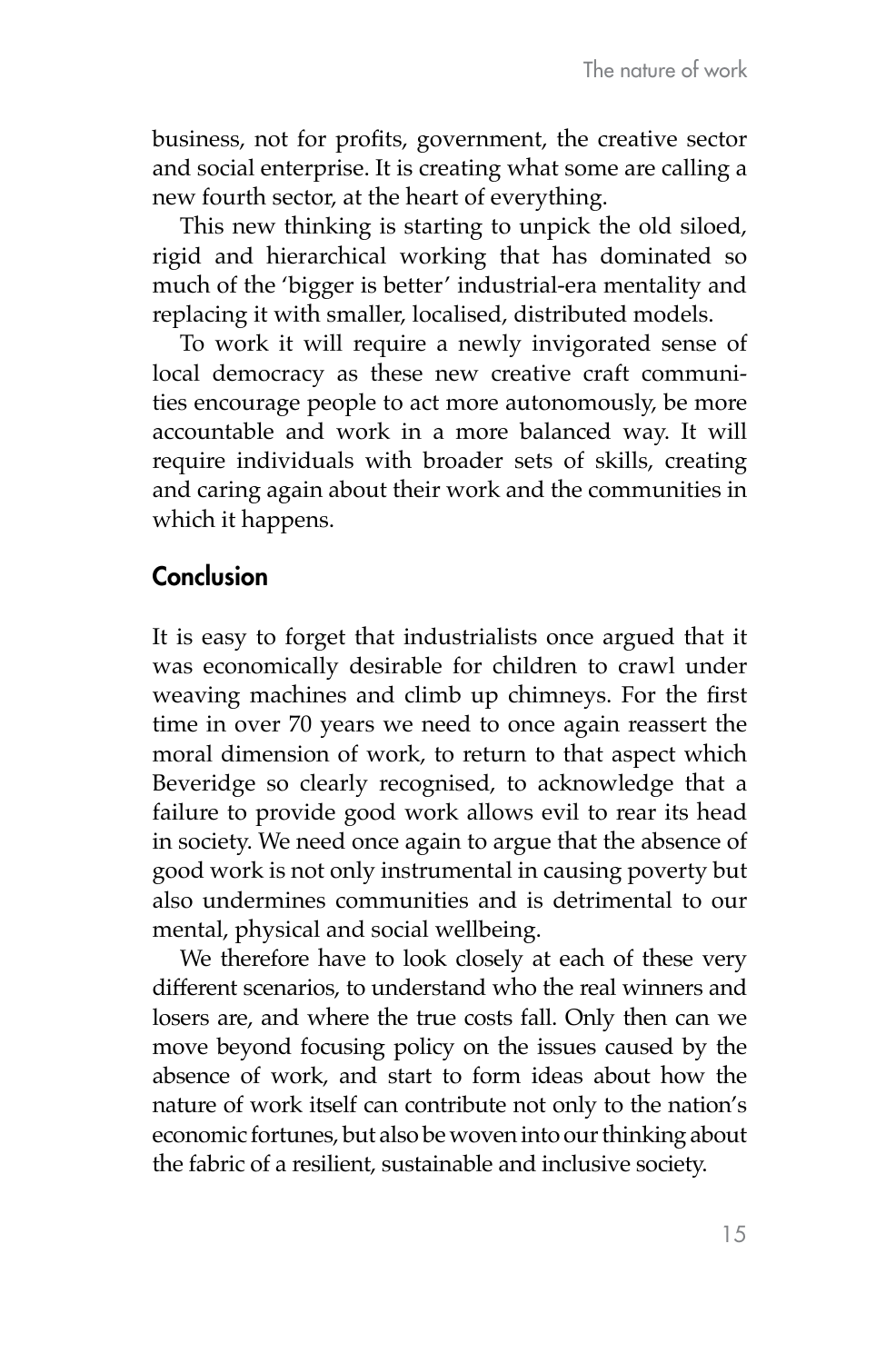business, not for profits, government, the creative sector and social enterprise. It is creating what some are calling a new fourth sector, at the heart of everything.

This new thinking is starting to unpick the old siloed, rigid and hierarchical working that has dominated so much of the 'bigger is better' industrial-era mentality and replacing it with smaller, localised, distributed models.

To work it will require a newly invigorated sense of local democracy as these new creative craft communities encourage people to act more autonomously, be more accountable and work in a more balanced way. It will require individuals with broader sets of skills, creating and caring again about their work and the communities in which it happens.

## Conclusion

It is easy to forget that industrialists once argued that it was economically desirable for children to crawl under weaving machines and climb up chimneys. For the first time in over 70 years we need to once again reassert the moral dimension of work, to return to that aspect which Beveridge so clearly recognised, to acknowledge that a failure to provide good work allows evil to rear its head in society. We need once again to argue that the absence of good work is not only instrumental in causing poverty but also undermines communities and is detrimental to our mental, physical and social wellbeing.

We therefore have to look closely at each of these very different scenarios, to understand who the real winners and losers are, and where the true costs fall. Only then can we move beyond focusing policy on the issues caused by the absence of work, and start to form ideas about how the nature of work itself can contribute not only to the nation's economic fortunes, but also be woven into our thinking about the fabric of a resilient, sustainable and inclusive society.